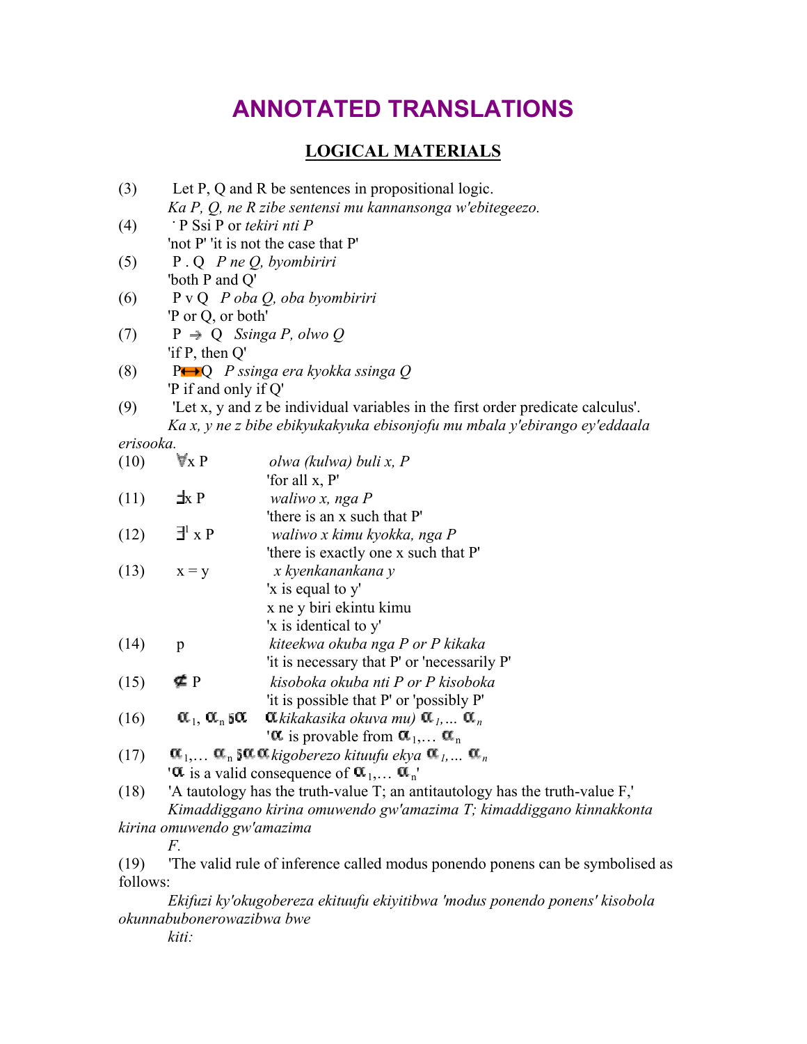# ANNOTATED TRANSLATIONS

## LOGICAL MATERIALS

(3) Let P, Q and R be sentences in propositional logic.
*Ka P, Q, ne R zibe sentensi mu kannansonga w'ebitegeezo.*

(4) $\neg$ P Ssi P or *tekiri nti P*
'not P' 'it is not the case that P'

(5) P . Q *P ne Q, byombiriri*
'both P and Q'

(6) P v Q *P oba Q, oba byombiriri*
'P or Q, or both'

(7) P $\rightarrow$ Q *Ssinga P, olwo Q*
'if P, then Q'

(8) P$\leftrightarrow$Q *P ssinga era kyokka ssinga Q*
'P if and only if Q'

(9) 'Let x, y and z be individual variables in the first order predicate calculus'.
*Ka x, y ne z bibe ebikyukakyuka ebisonjofu mu mbala y'ebirango ey'eddaala erisooka.*

(10) $\forall$x P *olwa (kulwa) buli x, P*
'for all x, P'

(11) $\exists$x P *waliwo x, nga P*
'there is an x such that P'

(12) $\exists^{1}$ x P *waliwo x kimu kyokka, nga P*
'there is exactly one x such that P'

(13) x = y *x kyenkanankana y*
'x is equal to y'
x ne y biri ekintu kimu
'x is identical to y'

(14) p *kiteekwa okuba nga P or P kikaka*
'it is necessary that P' or 'necessarily P'

(15) $\not\subseteq$ P *kisoboka okuba nti P or P kisoboka*
'it is possible that P' or 'possibly P'

(16) $\alpha_1$, $\alpha_n$ $\vdash$ $\alpha$ $\alpha$ *kikakasika okuva mu)* $\alpha_1, \ldots \alpha_n$
'$\alpha$ is provable from $\alpha_1, \ldots \alpha_n$

(17) $\alpha_1, \ldots \alpha_n \vDash \alpha$ $\alpha$ *kigoberezo kituufu ekya* $\alpha_1, \ldots \alpha_n$
'$\alpha$ is a valid consequence of $\alpha_1, \ldots \alpha_n$'

(18) 'A tautology has the truth-value T; an antitautology has the truth-value F,'
*Kimaddiggano kirina omuwendo gw'amazima T; kimaddiggano kinnakkonta kirina omuwendo gw'amazima F.*

(19) 'The valid rule of inference called modus ponendo ponens can be symbolised as follows:
*Ekifuzi ky'okugobereza ekituufu ekiyitibwa 'modus ponendo ponens' kisobola okunnabubonerowazibwa bwe kiti:*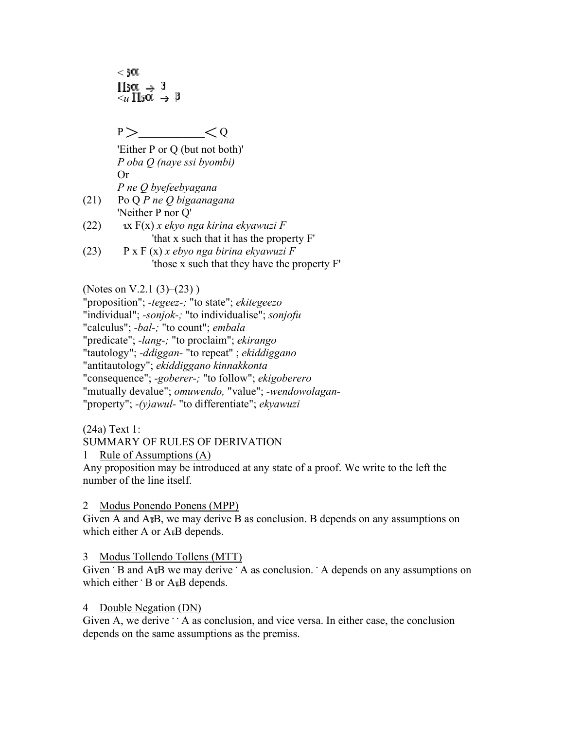< 5α

ΙΙ5α → 3

<u ΙΙ5α → 3

P >__________< Q

'Either P or Q (but not both)'

*P oba Q (naye ssi byombi)*

Or

*P ne Q byefeebyagana*

(21) Po Q *P ne Q bigaanagana*

'Neither P nor Q'

(22) ιx F(x) *x ekyo nga kirina ekyawuzi F*

'that x such that it has the property F'

(23) P x F (x) *x ebyo nga birina ekyawuzi F*

'those x such that they have the property F'

(Notes on V.2.1 (3)–(23) )

"proposition"; *-tegeez-;* "to state"; *ekitegeezo*

"individual"; *-sonjok-;* "to individualise"; *sonjofu*

"calculus"; *-bal-;* "to count"; *embala*

"predicate"; *-lang-;* "to proclaim"; *ekirango*

"tautology"; *-ddiggan-* "to repeat" ; *ekiddiggano*

"antitautology"; *ekiddiggano kinnakkonta*

"consequence"; *-goberer-;* "to follow"; *ekigoberero*

"mutually devalue"; *omuwendo,* "value"; *-wendowolagan-*

"property"; *-(y)awul-* "to differentiate"; *ekyawuzi*

(24a) Text 1:

SUMMARY OF RULES OF DERIVATION

1 Rule of Assumptions (A)

Any proposition may be introduced at any state of a proof. We write to the left the number of the line itself.

2 Modus Ponendo Ponens (MPP)

Given A and A→B, we may derive B as conclusion. B depends on any assumptions on which either A or A→B depends.

3 Modus Tollendo Tollens (MTT)

Given ¬B and A→B we may derive ¬A as conclusion. ¬A depends on any assumptions on which either ¬B or A→B depends.

4 Double Negation (DN)

Given A, we derive ¬¬A as conclusion, and vice versa. In either case, the conclusion depends on the same assumptions as the premiss.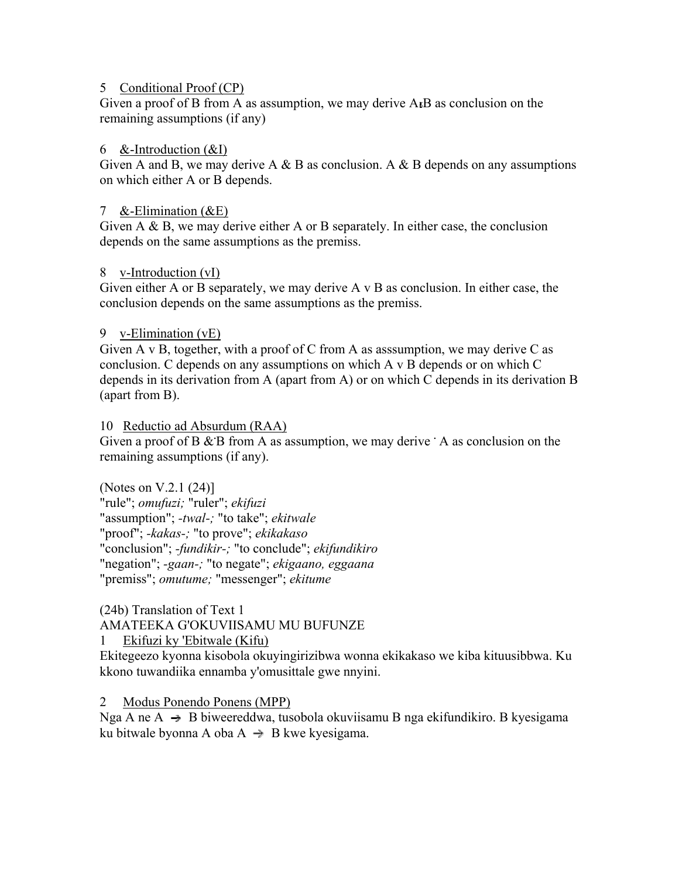5 Conditional Proof (CP)

Given a proof of B from A as assumption, we may derive A→B as conclusion on the remaining assumptions (if any)

6 &-Introduction (&I)

Given A and B, we may derive A & B as conclusion. A & B depends on any assumptions on which either A or B depends.

7 &-Elimination (&E)

Given A & B, we may derive either A or B separately. In either case, the conclusion depends on the same assumptions as the premiss.

8 v-Introduction (vI)

Given either A or B separately, we may derive A v B as conclusion. In either case, the conclusion depends on the same assumptions as the premiss.

9 v-Elimination (vE)

Given A v B, together, with a proof of C from A as asssumption, we may derive C as conclusion. C depends on any assumptions on which A v B depends or on which C depends in its derivation from A (apart from A) or on which C depends in its derivation B (apart from B).

10 Reductio ad Absurdum (RAA)

Given a proof of B &˙B from A as assumption, we may derive ˙A as conclusion on the remaining assumptions (if any).

(Notes on V.2.1 (24)]
"rule"; *omufuzi;* "ruler"; *ekifuzi*
"assumption"; *-twal-;* "to take"; *ekitwale*
"proof"; *-kakas-;* "to prove"; *ekikakaso*
"conclusion"; *-fundikir-;* "to conclude"; *ekifundikiro*
"negation"; *-gaan-;* "to negate"; *ekigaano, eggaana*
"premiss"; *omutume;* "messenger"; *ekitume*

(24b) Translation of Text 1
AMATEEKA G'OKUVIISAMU MU BUFUNZE

1 Ekifuzi ky 'Ebitwale (Kifu)

Ekitegeezo kyonna kisobola okuyingirizibwa wonna ekikakaso we kiba kituusibbwa. Ku kkono tuwandiika ennamba y'omusittale gwe nnyini.

2 Modus Ponendo Ponens (MPP)

Nga A ne A → B biweereddwa, tusobola okuviisamu B nga ekifundikiro. B kyesigama ku bitwale byonna A oba A → B kwe kyesigama.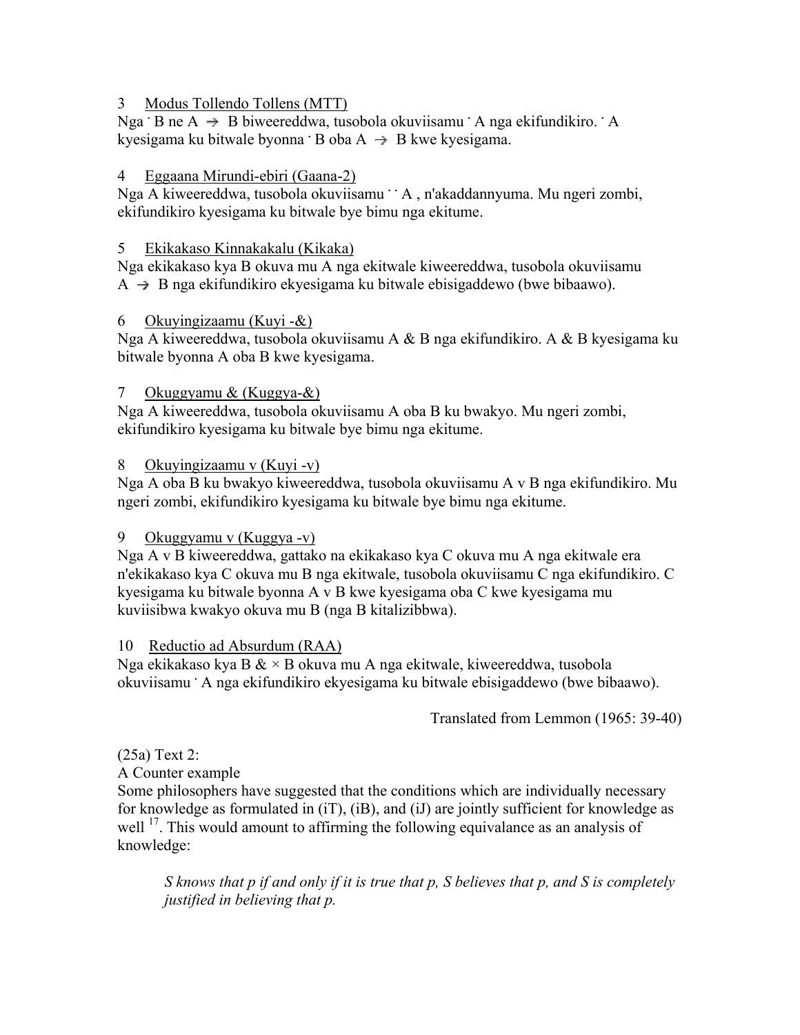3 Modus Tollendo Tollens (MTT)

Nga ˙ B ne A $\rightarrow$ B biweereddwa, tusobola okuviisamu ˙ A nga ekifundikiro. ˙ A kyesigama ku bitwale byonna ˙ B oba A $\rightarrow$ B kwe kyesigama.

4 Eggaana Mirundi-ebiri (Gaana-2)

Nga A kiweereddwa, tusobola okuviisamu ˙ ˙ A , n'akaddannyuma. Mu ngeri zombi, ekifundikiro kyesigama ku bitwale bye bimu nga ekitume.

5 Ekikakaso Kinnakakalu (Kikaka)

Nga ekikakaso kya B okuva mu A nga ekitwale kiweereddwa, tusobola okuviisamu A $\rightarrow$ B nga ekifundikiro ekyesigama ku bitwale ebisigaddewo (bwe bibaawo).

6 Okuyingizaamu (Kuyi -&)

Nga A kiweereddwa, tusobola okuviisamu A & B nga ekifundikiro. A & B kyesigama ku bitwale byonna A oba B kwe kyesigama.

7 Okuggyamu & (Kuggya-&)

Nga A kiweereddwa, tusobola okuviisamu A oba B ku bwakyo. Mu ngeri zombi, ekifundikiro kyesigama ku bitwale bye bimu nga ekitume.

8 Okuyingizaamu v (Kuyi -v)

Nga A oba B ku bwakyo kiweereddwa, tusobola okuviisamu A v B nga ekifundikiro. Mu ngeri zombi, ekifundikiro kyesigama ku bitwale bye bimu nga ekitume.

9 Okuggyamu v (Kuggya -v)

Nga A v B kiweereddwa, gattako na ekikakaso kya C okuva mu A nga ekitwale era n'ekikakaso kya C okuva mu B nga ekitwale, tusobola okuviisamu C nga ekifundikiro. C kyesigama ku bitwale byonna A v B kwe kyesigama oba C kwe kyesigama mu kuviisibwa kwakyo okuva mu B (nga B kitalizibbwa).

10 Reductio ad Absurdum (RAA)

Nga ekikakaso kya B & × B okuva mu A nga ekitwale, kiweereddwa, tusobola okuviisamu ˙ A nga ekifundikiro ekyesigama ku bitwale ebisigaddewo (bwe bibaawo).

Translated from Lemmon (1965: 39-40)

(25a) Text 2:

A Counter example

Some philosophers have suggested that the conditions which are individually necessary for knowledge as formulated in (iT), (iB), and (iJ) are jointly sufficient for knowledge as well [17]. This would amount to affirming the following equivalance as an analysis of knowledge:

> *S knows that p if and only if it is true that p, S believes that p, and S is completely justified in believing that p.*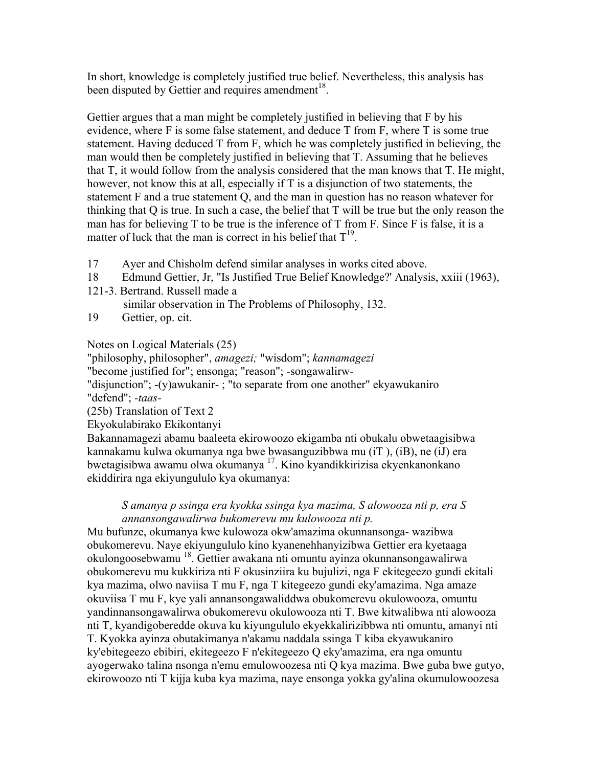In short, knowledge is completely justified true belief. Nevertheless, this analysis has been disputed by Gettier and requires amendment[18].

Gettier argues that a man might be completely justified in believing that F by his evidence, where F is some false statement, and deduce T from F, where T is some true statement. Having deduced T from F, which he was completely justified in believing, the man would then be completely justified in believing that T. Assuming that he believes that T, it would follow from the analysis considered that the man knows that T. He might, however, not know this at all, especially if T is a disjunction of two statements, the statement F and a true statement Q, and the man in question has no reason whatever for thinking that Q is true. In such a case, the belief that T will be true but the only reason the man has for believing T to be true is the inference of T from F. Since F is false, it is a matter of luck that the man is correct in his belief that T[19].

17 Ayer and Chisholm defend similar analyses in works cited above.
18 Edmund Gettier, Jr, "Is Justified True Belief Knowledge?' Analysis, xxiii (1963), 121-3. Bertrand. Russell made a
similar observation in The Problems of Philosophy, 132.
19 Gettier, op. cit.

Notes on Logical Materials (25)
"philosophy, philosopher", *amagezi;* "wisdom"; *kannamagezi*
"become justified for"; ensonga; "reason"; -songawalirw-
"disjunction"; -(y)awukanir- ; "to separate from one another" ekyawukaniro
"defend"; *-taas-*
(25b) Translation of Text 2
Ekyokulabirako Ekikontanyi
Bakannamagezi abamu baaleeta ekirowoozo ekigamba nti obukalu obwetaagisibwa kannakamu kulwa okumanya nga bwe bwasanguzibbwa mu (iT ), (iB), ne (iJ) era bwetagisibwa awamu olwa okumanya [17]. Kino kyandikkirizisa ekyenkanonkano ekiddirira nga ekiyungululo kya okumanya:

> *S amanya p ssinga era kyokka ssinga kya mazima, S alowooza nti p, era S annansongawalirwa bukomerevu mu kulowooza nti p.*

Mu bufunze, okumanya kwe kulowoza okw'amazima okunnansonga- wazibwa obukomerevu. Naye ekiyungululo kino kyanenehhanyizibwa Gettier era kyetaaga okulongoosebwamu [18]. Gettier awakana nti omuntu ayinza okunnansongawalirwa obukomerevu mu kukkiriza nti F okusinziira ku bujulizi, nga F ekitegeezo gundi ekitali kya mazima, olwo naviisa T mu F, nga T kitegeezo gundi eky'amazima. Nga amaze okuviisa T mu F, kye yali annansongawaliddwa obukomerevu okulowooza, omuntu yandinnansongawalirwa obukomerevu okulowooza nti T. Bwe kitwalibwa nti alowooza nti T, kyandigoberedde okuva ku kiyungululo ekyekkalirizibbwa nti omuntu, amanyi nti T. Kyokka ayinza obutakimanya n'akamu naddala ssinga T kiba ekyawukaniro ky'ebitegeezo ebibiri, ekitegeezo F n'ekitegeezo Q eky'amazima, era nga omuntu ayogerwako talina nsonga n'emu emulowoozesa nti Q kya mazima. Bwe guba bwe gutyo, ekirowoozo nti T kijja kuba kya mazima, naye ensonga yokka gy'alina okumulowoozesa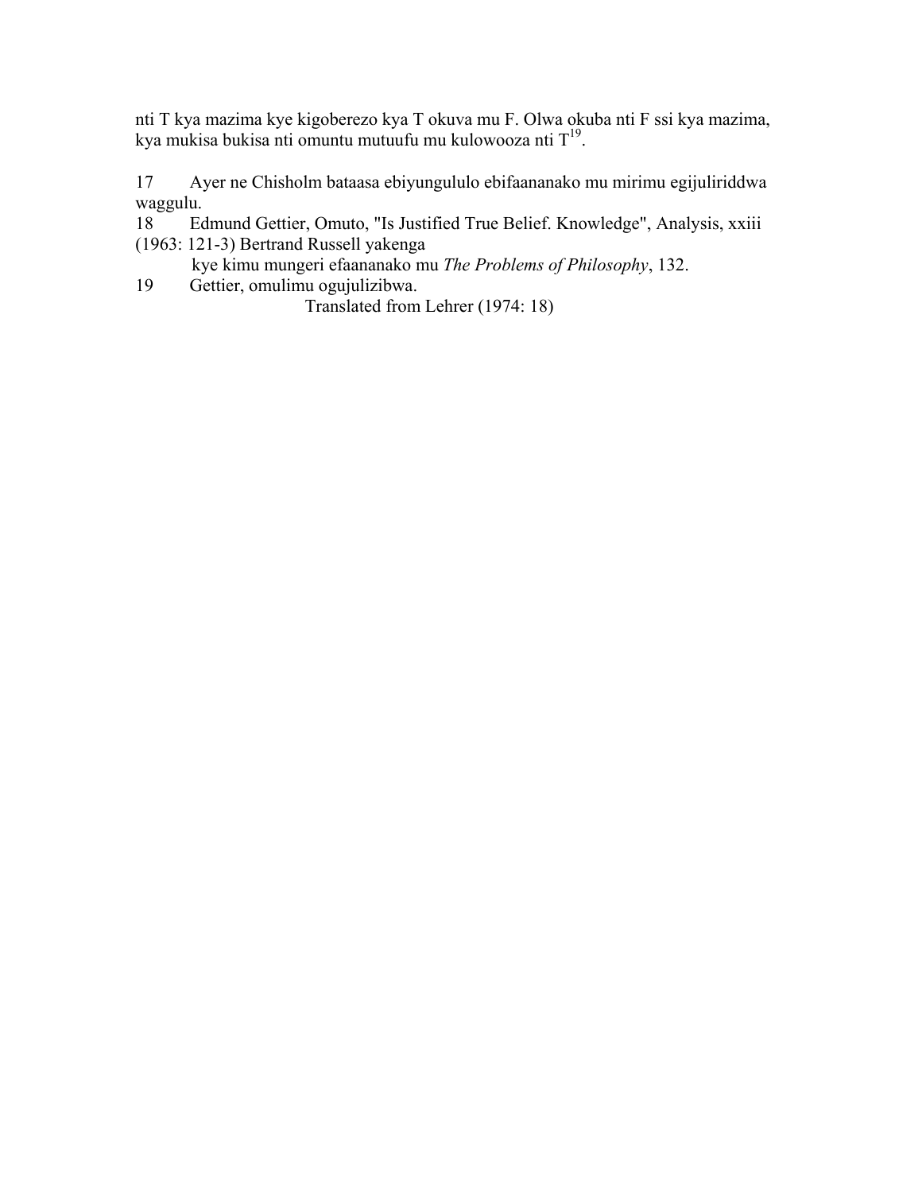nti T kya mazima kye kigoberezo kya T okuva mu F. Olwa okuba nti F ssi kya mazima, kya mukisa bukisa nti omuntu mutuufu mu kulowooza nti T[19].

17 Ayer ne Chisholm bataasa ebiyungululo ebifaananako mu mirimu egijuliriddwa waggulu.

18 Edmund Gettier, Omuto, "Is Justified True Belief. Knowledge", Analysis, xxiii (1963: 121-3) Bertrand Russell yakenga kye kimu mungeri efaananako mu *The Problems of Philosophy*, 132.

19 Gettier, omulimu ogujulizibwa.

Translated from Lehrer (1974: 18)